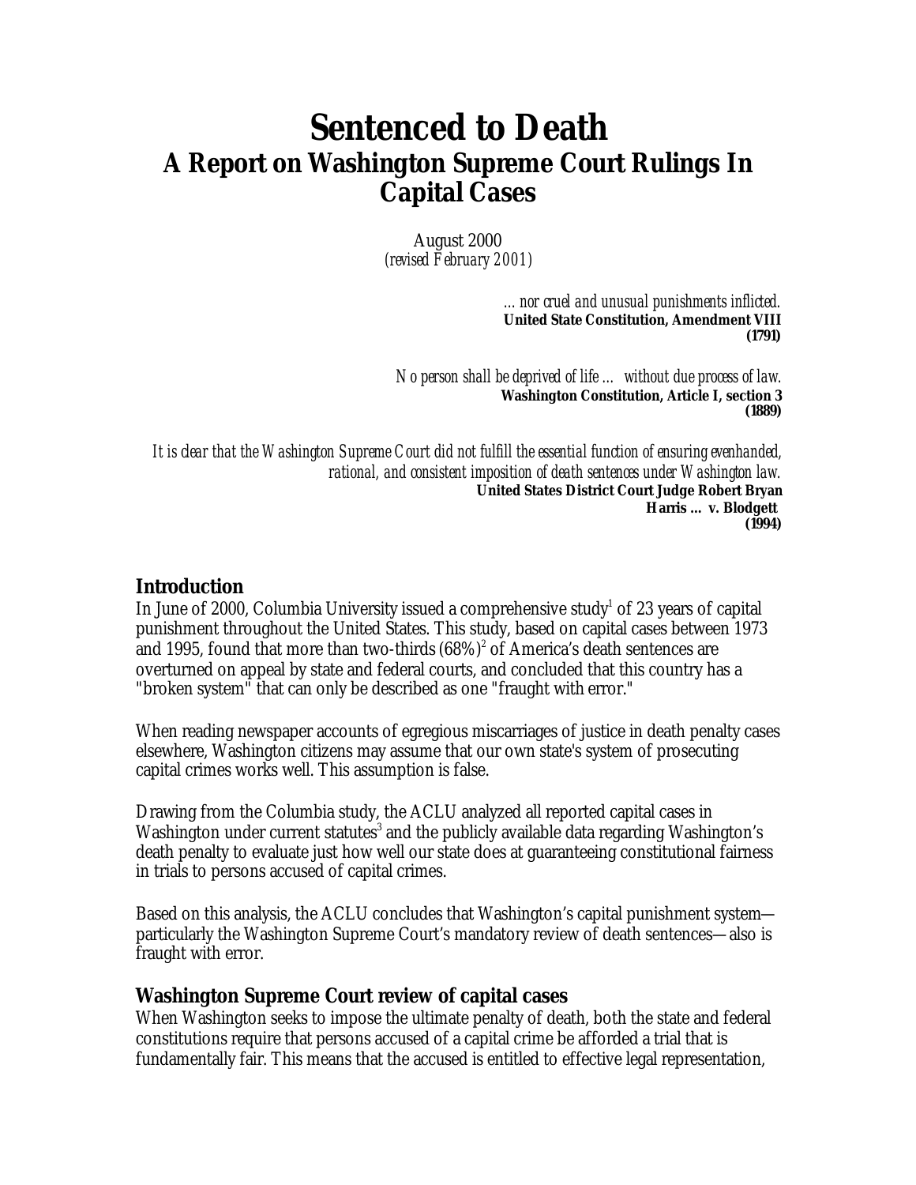# Sentenced to Death

## A Report on Washington Supreme Court Rulings In Capital Cases

August 2000
*(revised February 2001)*

> *... nor cruel and unusual punishments inflicted.*
> **United State Constitution, Amendment VIII (1791)**

> *No person shall be deprived of life ... without due process of law.*
> **Washington Constitution, Article I, section 3 (1889)**

> *It is clear that the Washington Supreme Court did not fulfill the essential function of ensuring evenhanded, rational, and consistent imposition of death sentences under Washington law.*
> **United States District Court Judge Robert Bryan**
> **Harris ... v. Blodgett (1994)**

### Introduction

In June of 2000, Columbia University issued a comprehensive study[1] of 23 years of capital punishment throughout the United States. This study, based on capital cases between 1973 and 1995, found that more than two-thirds (68%)[2] of America's death sentences are overturned on appeal by state and federal courts, and concluded that this country has a "broken system" that can only be described as one "fraught with error."

When reading newspaper accounts of egregious miscarriages of justice in death penalty cases elsewhere, Washington citizens may assume that our own state's system of prosecuting capital crimes works well. This assumption is false.

Drawing from the Columbia study, the ACLU analyzed all reported capital cases in Washington under current statutes[3] and the publicly available data regarding Washington's death penalty to evaluate just how well our state does at guaranteeing constitutional fairness in trials to persons accused of capital crimes.

Based on this analysis, the ACLU concludes that Washington's capital punishment system—particularly the Washington Supreme Court's mandatory review of death sentences—also is fraught with error.

### Washington Supreme Court review of capital cases

When Washington seeks to impose the ultimate penalty of death, both the state and federal constitutions require that persons accused of a capital crime be afforded a trial that is fundamentally fair. This means that the accused is entitled to effective legal representation,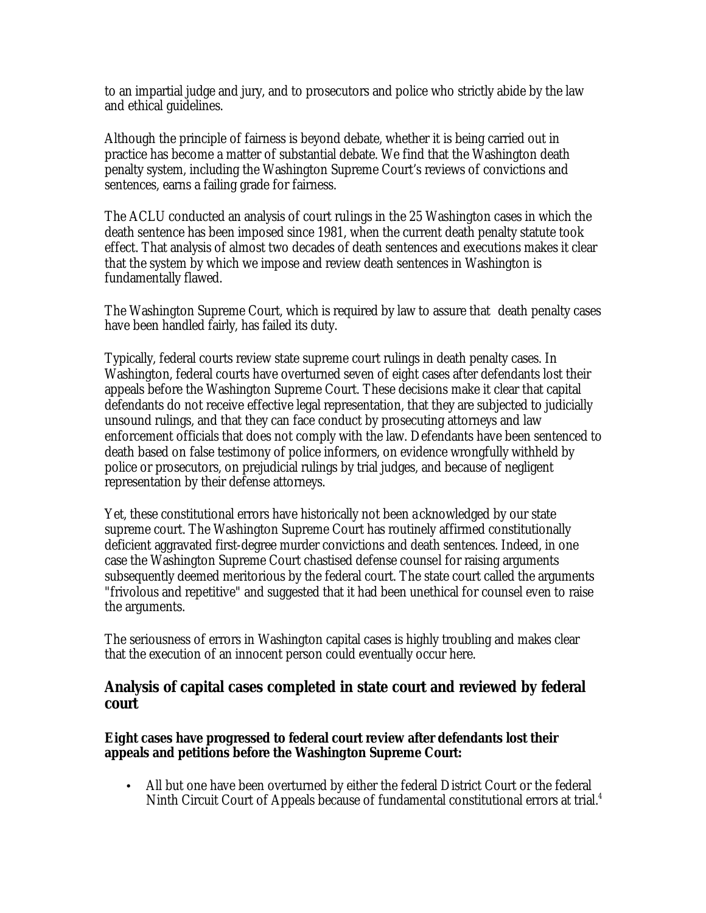to an impartial judge and jury, and to prosecutors and police who strictly abide by the law and ethical guidelines.

Although the principle of fairness is beyond debate, whether it is being carried out in practice has become a matter of substantial debate. We find that the Washington death penalty system, including the Washington Supreme Court's reviews of convictions and sentences, earns a failing grade for fairness.

The ACLU conducted an analysis of court rulings in the 25 Washington cases in which the death sentence has been imposed since 1981, when the current death penalty statute took effect. That analysis of almost two decades of death sentences and executions makes it clear that the system by which we impose and review death sentences in Washington is fundamentally flawed.

The Washington Supreme Court, which is required by law to assure that death penalty cases have been handled fairly, has failed its duty.

Typically, federal courts review state supreme court rulings in death penalty cases. In Washington, federal courts have overturned seven of eight cases after defendants lost their appeals before the Washington Supreme Court. These decisions make it clear that capital defendants do not receive effective legal representation, that they are subjected to judicially unsound rulings, and that they can face conduct by prosecuting attorneys and law enforcement officials that does not comply with the law. Defendants have been sentenced to death based on false testimony of police informers, on evidence wrongfully withheld by police or prosecutors, on prejudicial rulings by trial judges, and because of negligent representation by their defense attorneys.

Yet, these constitutional errors have historically not been acknowledged by our state supreme court. The Washington Supreme Court has routinely affirmed constitutionally deficient aggravated first-degree murder convictions and death sentences. Indeed, in one case the Washington Supreme Court chastised defense counsel for raising arguments subsequently deemed meritorious by the federal court. The state court called the arguments "frivolous and repetitive" and suggested that it had been unethical for counsel even to raise the arguments.

The seriousness of errors in Washington capital cases is highly troubling and makes clear that the execution of an innocent person could eventually occur here.

## Analysis of capital cases completed in state court and reviewed by federal court

**Eight cases have progressed to federal court review after defendants lost their appeals and petitions before the Washington Supreme Court:**

- All but one have been overturned by either the federal District Court or the federal Ninth Circuit Court of Appeals because of fundamental constitutional errors at trial.[4]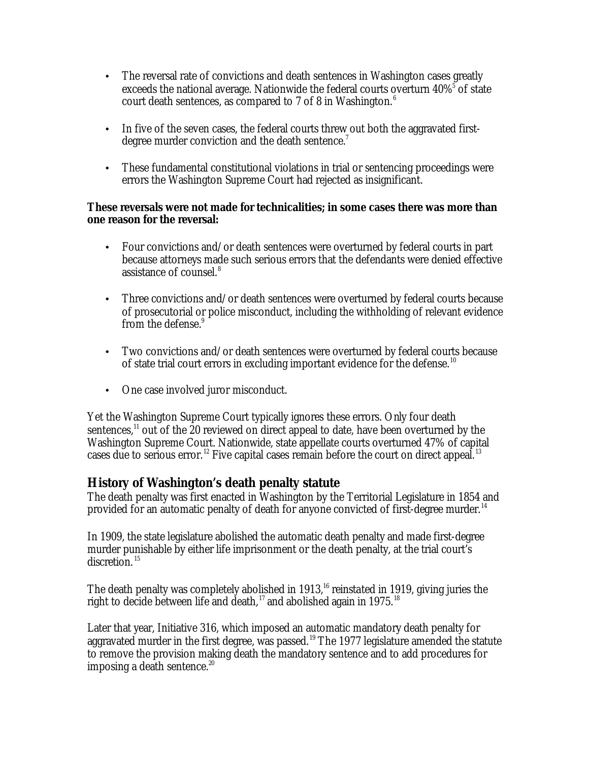- The reversal rate of convictions and death sentences in Washington cases greatly exceeds the national average. Nationwide the federal courts overturn 40%[5] of state court death sentences, as compared to 7 of 8 in Washington.[6]

- In five of the seven cases, the federal courts threw out both the aggravated first-degree murder conviction and the death sentence.[7]

- These fundamental constitutional violations in trial or sentencing proceedings were errors the Washington Supreme Court had rejected as insignificant.

**These reversals were not made for technicalities; in some cases there was more than one reason for the reversal:**

- Four convictions and/or death sentences were overturned by federal courts in part because attorneys made such serious errors that the defendants were denied effective assistance of counsel.[8]

- Three convictions and/or death sentences were overturned by federal courts because of prosecutorial or police misconduct, including the withholding of relevant evidence from the defense.[9]

- Two convictions and/or death sentences were overturned by federal courts because of state trial court errors in excluding important evidence for the defense.[10]

- One case involved juror misconduct.

Yet the Washington Supreme Court typically ignores these errors. Only four death sentences,[11] out of the 20 reviewed on direct appeal to date, have been overturned by the Washington Supreme Court. Nationwide, state appellate courts overturned 47% of capital cases due to serious error.[12] Five capital cases remain before the court on direct appeal.[13]

## History of Washington's death penalty statute

The death penalty was first enacted in Washington by the Territorial Legislature in 1854 and provided for an automatic penalty of death for anyone convicted of first-degree murder.[14]

In 1909, the state legislature abolished the automatic death penalty and made first-degree murder punishable by either life imprisonment or the death penalty, at the trial court's discretion.[15]

The death penalty was completely abolished in 1913,[16] reinstated in 1919, giving juries the right to decide between life and death,[17] and abolished again in 1975.[18]

Later that year, Initiative 316, which imposed an automatic mandatory death penalty for aggravated murder in the first degree, was passed.[19] The 1977 legislature amended the statute to remove the provision making death the mandatory sentence and to add procedures for imposing a death sentence.[20]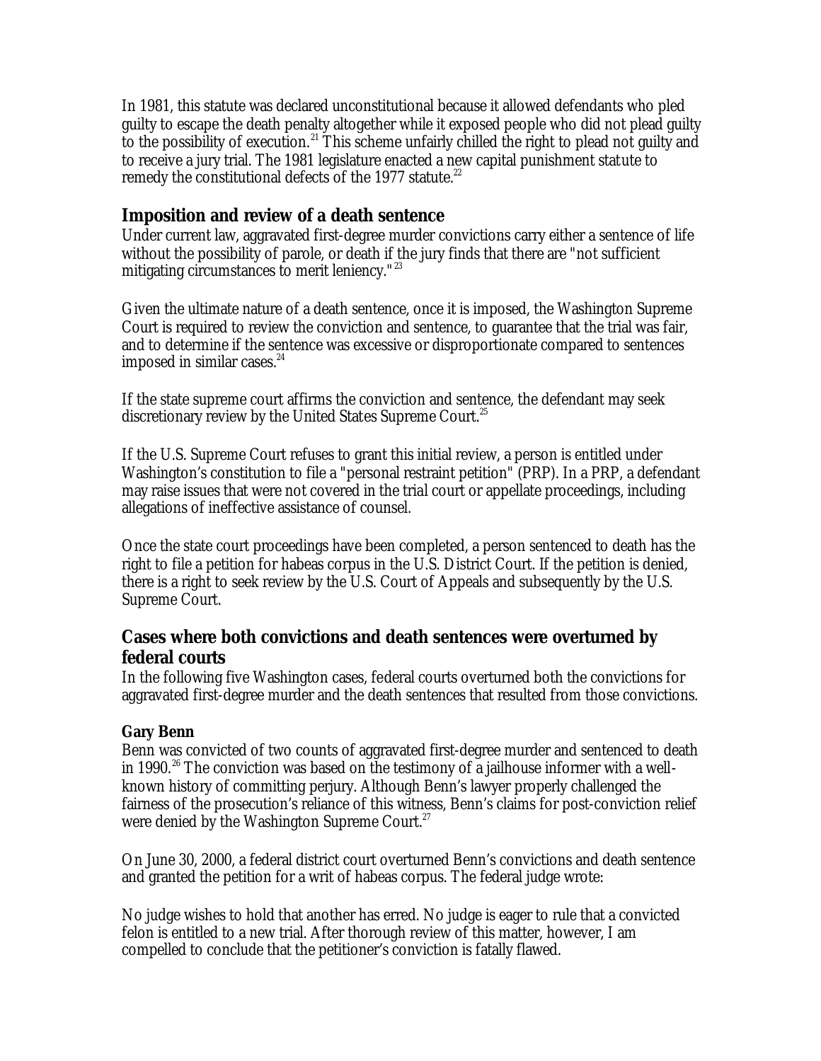In 1981, this statute was declared unconstitutional because it allowed defendants who pled guilty to escape the death penalty altogether while it exposed people who did not plead guilty to the possibility of execution.[21] This scheme unfairly chilled the right to plead not guilty and to receive a jury trial. The 1981 legislature enacted a new capital punishment statute to remedy the constitutional defects of the 1977 statute.[22]

## Imposition and review of a death sentence

Under current law, aggravated first-degree murder convictions carry either a sentence of life without the possibility of parole, or death if the jury finds that there are "not sufficient mitigating circumstances to merit leniency."[23]

Given the ultimate nature of a death sentence, once it is imposed, the Washington Supreme Court is required to review the conviction and sentence, to guarantee that the trial was fair, and to determine if the sentence was excessive or disproportionate compared to sentences imposed in similar cases.[24]

If the state supreme court affirms the conviction and sentence, the defendant may seek discretionary review by the United States Supreme Court.[25]

If the U.S. Supreme Court refuses to grant this initial review, a person is entitled under Washington's constitution to file a "personal restraint petition" (PRP). In a PRP, a defendant may raise issues that were not covered in the trial court or appellate proceedings, including allegations of ineffective assistance of counsel.

Once the state court proceedings have been completed, a person sentenced to death has the right to file a petition for habeas corpus in the U.S. District Court. If the petition is denied, there is a right to seek review by the U.S. Court of Appeals and subsequently by the U.S. Supreme Court.

## Cases where both convictions and death sentences were overturned by federal courts

In the following five Washington cases, federal courts overturned both the convictions for aggravated first-degree murder and the death sentences that resulted from those convictions.

### Gary Benn

Benn was convicted of two counts of aggravated first-degree murder and sentenced to death in 1990.[26] The conviction was based on the testimony of a jailhouse informer with a well-known history of committing perjury. Although Benn's lawyer properly challenged the fairness of the prosecution's reliance of this witness, Benn's claims for post-conviction relief were denied by the Washington Supreme Court.[27]

On June 30, 2000, a federal district court overturned Benn's convictions and death sentence and granted the petition for a writ of habeas corpus. The federal judge wrote:

No judge wishes to hold that another has erred. No judge is eager to rule that a convicted felon is entitled to a new trial. After thorough review of this matter, however, I am compelled to conclude that the petitioner's conviction is fatally flawed.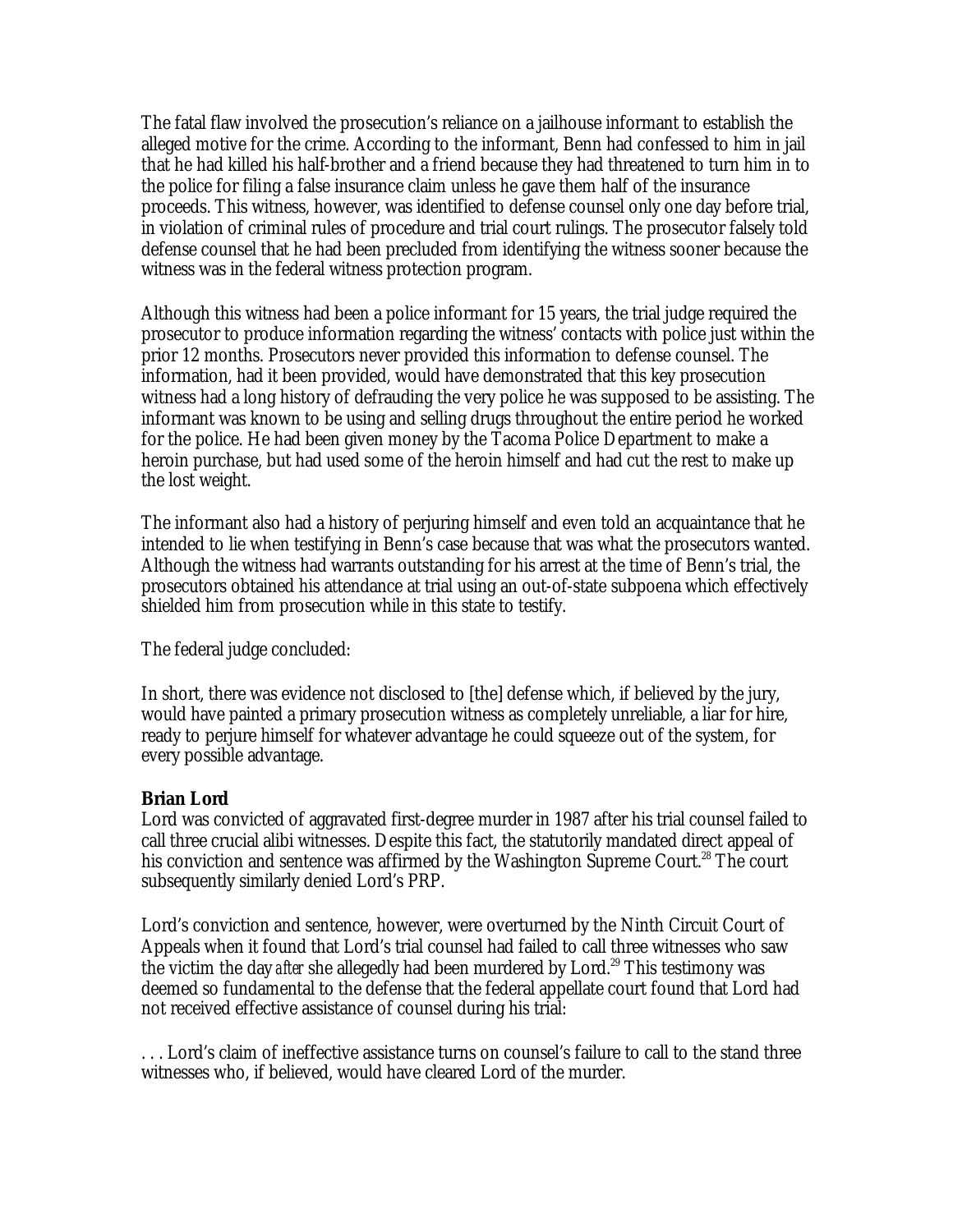The fatal flaw involved the prosecution's reliance on a jailhouse informant to establish the alleged motive for the crime. According to the informant, Benn had confessed to him in jail that he had killed his half-brother and a friend because they had threatened to turn him in to the police for filing a false insurance claim unless he gave them half of the insurance proceeds. This witness, however, was identified to defense counsel only one day before trial, in violation of criminal rules of procedure and trial court rulings. The prosecutor falsely told defense counsel that he had been precluded from identifying the witness sooner because the witness was in the federal witness protection program.

Although this witness had been a police informant for 15 years, the trial judge required the prosecutor to produce information regarding the witness' contacts with police just within the prior 12 months. Prosecutors never provided this information to defense counsel. The information, had it been provided, would have demonstrated that this key prosecution witness had a long history of defrauding the very police he was supposed to be assisting. The informant was known to be using and selling drugs throughout the entire period he worked for the police. He had been given money by the Tacoma Police Department to make a heroin purchase, but had used some of the heroin himself and had cut the rest to make up the lost weight.

The informant also had a history of perjuring himself and even told an acquaintance that he intended to lie when testifying in Benn's case because that was what the prosecutors wanted. Although the witness had warrants outstanding for his arrest at the time of Benn's trial, the prosecutors obtained his attendance at trial using an out-of-state subpoena which effectively shielded him from prosecution while in this state to testify.

The federal judge concluded:

In short, there was evidence not disclosed to [the] defense which, if believed by the jury, would have painted a primary prosecution witness as completely unreliable, a liar for hire, ready to perjure himself for whatever advantage he could squeeze out of the system, for every possible advantage.

**Brian Lord**

Lord was convicted of aggravated first-degree murder in 1987 after his trial counsel failed to call three crucial alibi witnesses. Despite this fact, the statutorily mandated direct appeal of his conviction and sentence was affirmed by the Washington Supreme Court.[28] The court subsequently similarly denied Lord's PRP.

Lord's conviction and sentence, however, were overturned by the Ninth Circuit Court of Appeals when it found that Lord's trial counsel had failed to call three witnesses who saw the victim the day *after* she allegedly had been murdered by Lord.[29] This testimony was deemed so fundamental to the defense that the federal appellate court found that Lord had not received effective assistance of counsel during his trial:

. . . Lord's claim of ineffective assistance turns on counsel's failure to call to the stand three witnesses who, if believed, would have cleared Lord of the murder.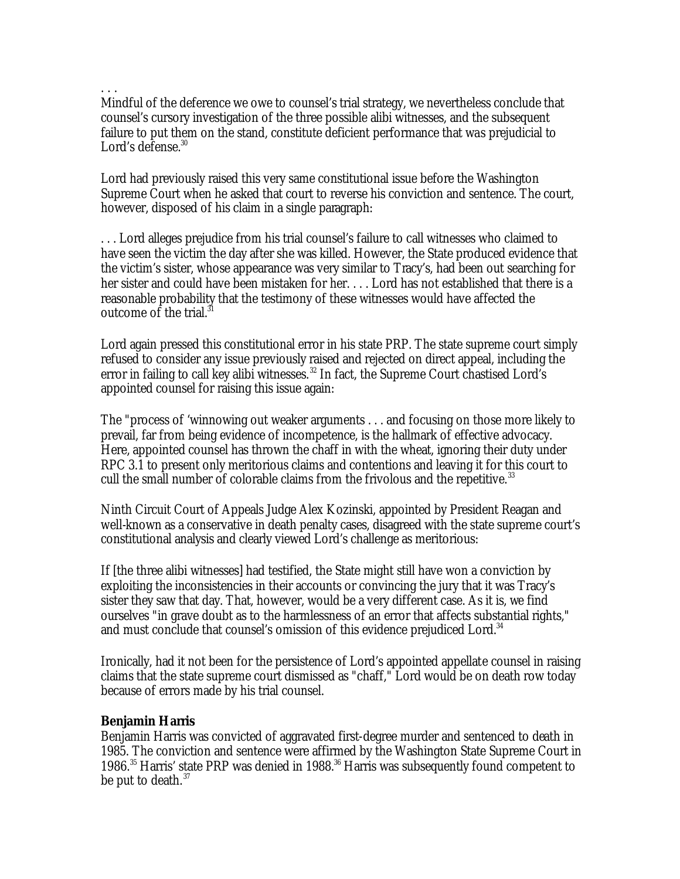. . .
Mindful of the deference we owe to counsel's trial strategy, we nevertheless conclude that counsel's cursory investigation of the three possible alibi witnesses, and the subsequent failure to put them on the stand, constitute deficient performance that was prejudicial to Lord's defense.[30]

Lord had previously raised this very same constitutional issue before the Washington Supreme Court when he asked that court to reverse his conviction and sentence. The court, however, disposed of his claim in a single paragraph:

. . . Lord alleges prejudice from his trial counsel's failure to call witnesses who claimed to have seen the victim the day after she was killed. However, the State produced evidence that the victim's sister, whose appearance was very similar to Tracy's, had been out searching for her sister and could have been mistaken for her. . . . Lord has not established that there is a reasonable probability that the testimony of these witnesses would have affected the outcome of the trial.[31]

Lord again pressed this constitutional error in his state PRP. The state supreme court simply refused to consider any issue previously raised and rejected on direct appeal, including the error in failing to call key alibi witnesses.[32] In fact, the Supreme Court chastised Lord's appointed counsel for raising this issue again:

The "process of 'winnowing out weaker arguments . . . and focusing on those more likely to prevail, far from being evidence of incompetence, is the hallmark of effective advocacy. Here, appointed counsel has thrown the chaff in with the wheat, ignoring their duty under RPC 3.1 to present only meritorious claims and contentions and leaving it for this court to cull the small number of colorable claims from the frivolous and the repetitive.[33]

Ninth Circuit Court of Appeals Judge Alex Kozinski, appointed by President Reagan and well-known as a conservative in death penalty cases, disagreed with the state supreme court's constitutional analysis and clearly viewed Lord's challenge as meritorious:

If [the three alibi witnesses] had testified, the State might still have won a conviction by exploiting the inconsistencies in their accounts or convincing the jury that it was Tracy's sister they saw that day. That, however, would be a very different case. As it is, we find ourselves "in grave doubt as to the harmlessness of an error that affects substantial rights," and must conclude that counsel's omission of this evidence prejudiced Lord.[34]

Ironically, had it not been for the persistence of Lord's appointed appellate counsel in raising claims that the state supreme court dismissed as "chaff," Lord would be on death row today because of errors made by his trial counsel.

**Benjamin Harris**

Benjamin Harris was convicted of aggravated first-degree murder and sentenced to death in 1985. The conviction and sentence were affirmed by the Washington State Supreme Court in 1986.[35] Harris' state PRP was denied in 1988.[36] Harris was subsequently found competent to be put to death.[37]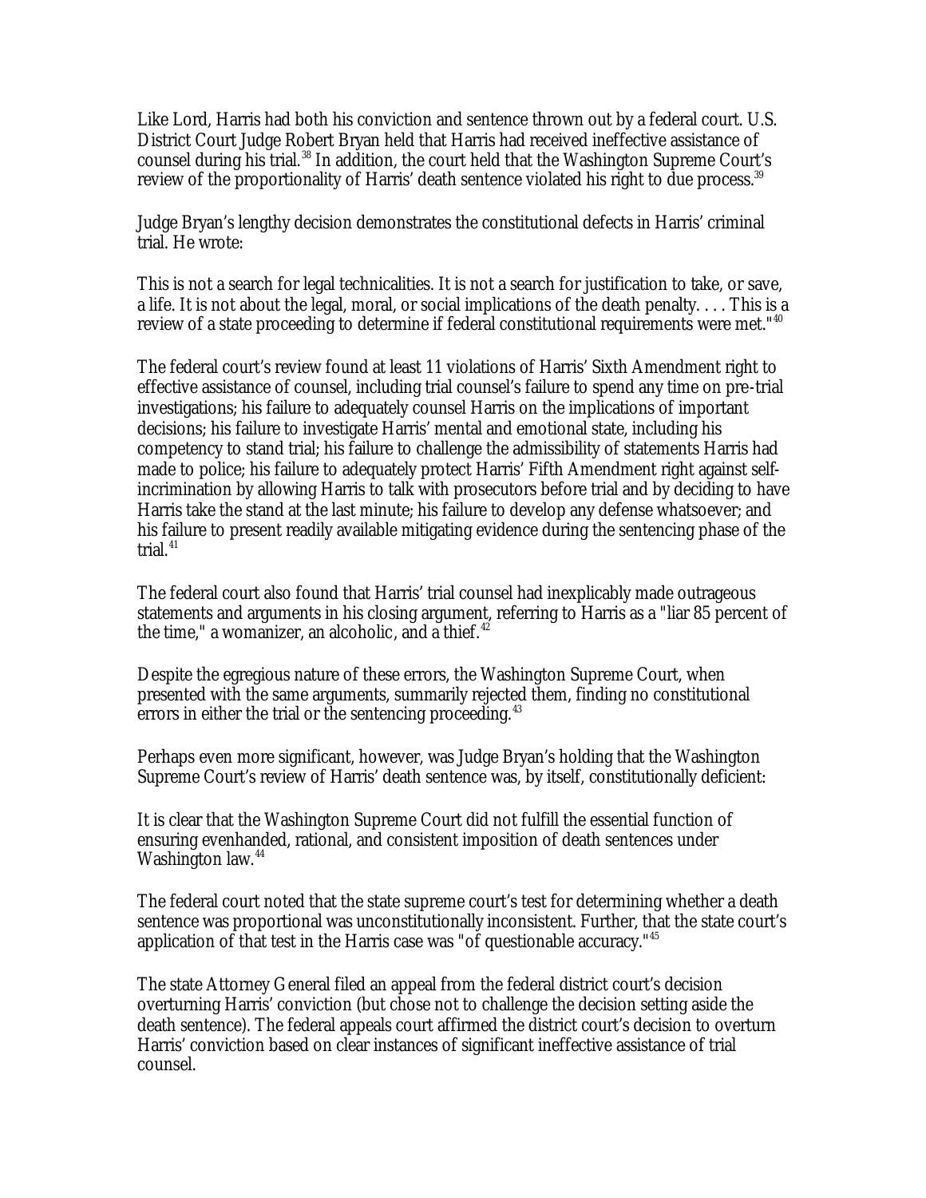Like Lord, Harris had both his conviction and sentence thrown out by a federal court. U.S. District Court Judge Robert Bryan held that Harris had received ineffective assistance of counsel during his trial.[38] In addition, the court held that the Washington Supreme Court's review of the proportionality of Harris' death sentence violated his right to due process.[39]

Judge Bryan's lengthy decision demonstrates the constitutional defects in Harris' criminal trial. He wrote:

This is not a search for legal technicalities. It is not a search for justification to take, or save, a life. It is not about the legal, moral, or social implications of the death penalty. . . . This is a review of a state proceeding to determine if federal constitutional requirements were met."[40]

The federal court's review found at least 11 violations of Harris' Sixth Amendment right to effective assistance of counsel, including trial counsel's failure to spend any time on pre-trial investigations; his failure to adequately counsel Harris on the implications of important decisions; his failure to investigate Harris' mental and emotional state, including his competency to stand trial; his failure to challenge the admissibility of statements Harris had made to police; his failure to adequately protect Harris' Fifth Amendment right against self-incrimination by allowing Harris to talk with prosecutors before trial and by deciding to have Harris take the stand at the last minute; his failure to develop any defense whatsoever; and his failure to present readily available mitigating evidence during the sentencing phase of the trial.[41]

The federal court also found that Harris' trial counsel had inexplicably made outrageous statements and arguments in his closing argument, referring to Harris as a "liar 85 percent of the time," a womanizer, an alcoholic, and a thief.[42]

Despite the egregious nature of these errors, the Washington Supreme Court, when presented with the same arguments, summarily rejected them, finding no constitutional errors in either the trial or the sentencing proceeding.[43]

Perhaps even more significant, however, was Judge Bryan's holding that the Washington Supreme Court's review of Harris' death sentence was, by itself, constitutionally deficient:

It is clear that the Washington Supreme Court did not fulfill the essential function of ensuring evenhanded, rational, and consistent imposition of death sentences under Washington law.[44]

The federal court noted that the state supreme court's test for determining whether a death sentence was proportional was unconstitutionally inconsistent. Further, that the state court's application of that test in the Harris case was "of questionable accuracy."[45]

The state Attorney General filed an appeal from the federal district court's decision overturning Harris' conviction (but chose not to challenge the decision setting aside the death sentence). The federal appeals court affirmed the district court's decision to overturn Harris' conviction based on clear instances of significant ineffective assistance of trial counsel.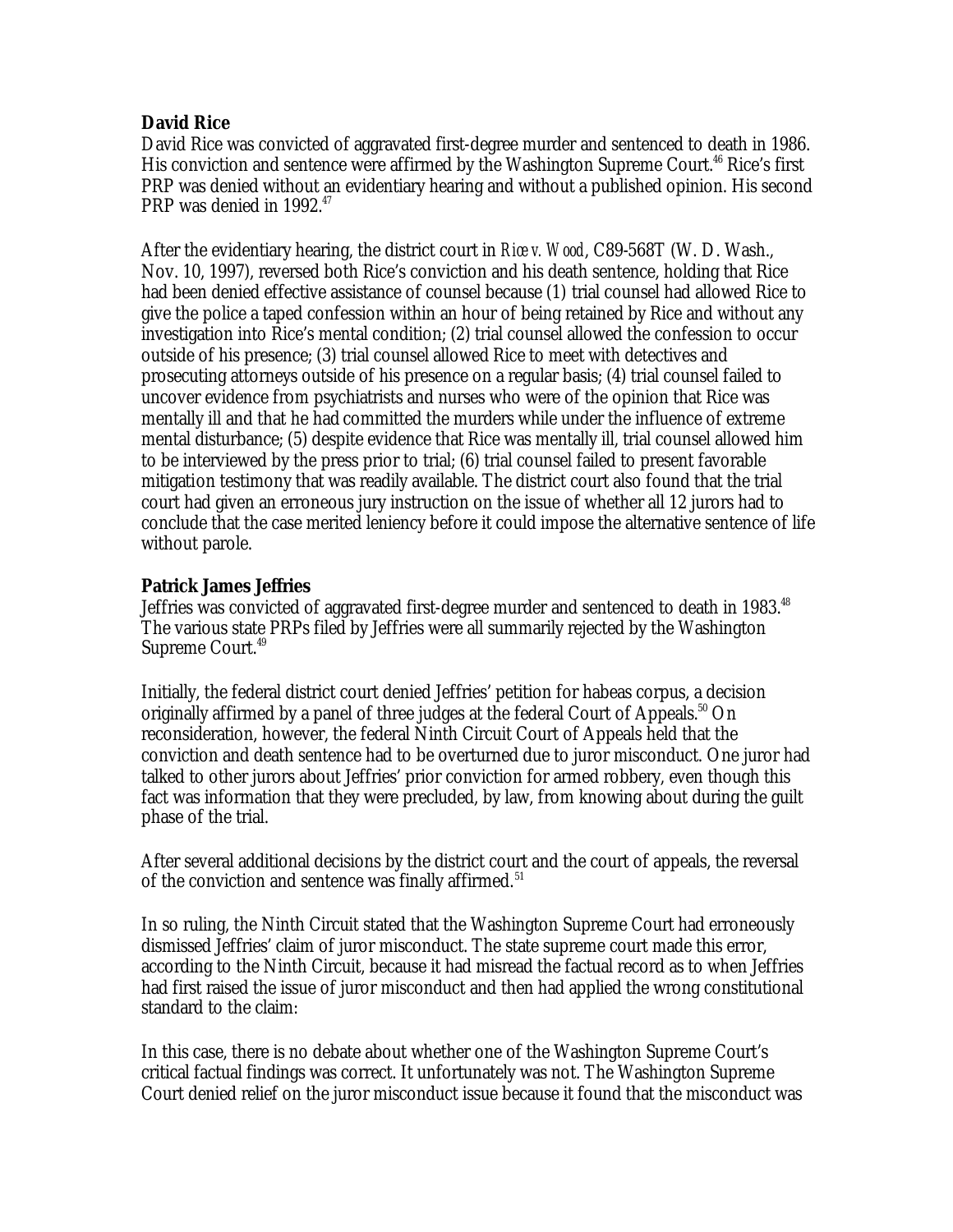**David Rice**

David Rice was convicted of aggravated first-degree murder and sentenced to death in 1986. His conviction and sentence were affirmed by the Washington Supreme Court.[46] Rice's first PRP was denied without an evidentiary hearing and without a published opinion. His second PRP was denied in 1992.[47]

After the evidentiary hearing, the district court in *Rice v. Wood*, C89-568T (W. D. Wash., Nov. 10, 1997), reversed both Rice's conviction and his death sentence, holding that Rice had been denied effective assistance of counsel because (1) trial counsel had allowed Rice to give the police a taped confession within an hour of being retained by Rice and without any investigation into Rice's mental condition; (2) trial counsel allowed the confession to occur outside of his presence; (3) trial counsel allowed Rice to meet with detectives and prosecuting attorneys outside of his presence on a regular basis; (4) trial counsel failed to uncover evidence from psychiatrists and nurses who were of the opinion that Rice was mentally ill and that he had committed the murders while under the influence of extreme mental disturbance; (5) despite evidence that Rice was mentally ill, trial counsel allowed him to be interviewed by the press prior to trial; (6) trial counsel failed to present favorable mitigation testimony that was readily available. The district court also found that the trial court had given an erroneous jury instruction on the issue of whether all 12 jurors had to conclude that the case merited leniency before it could impose the alternative sentence of life without parole.

**Patrick James Jeffries**

Jeffries was convicted of aggravated first-degree murder and sentenced to death in 1983.[48] The various state PRPs filed by Jeffries were all summarily rejected by the Washington Supreme Court.[49]

Initially, the federal district court denied Jeffries' petition for habeas corpus, a decision originally affirmed by a panel of three judges at the federal Court of Appeals.[50] On reconsideration, however, the federal Ninth Circuit Court of Appeals held that the conviction and death sentence had to be overturned due to juror misconduct. One juror had talked to other jurors about Jeffries' prior conviction for armed robbery, even though this fact was information that they were precluded, by law, from knowing about during the guilt phase of the trial.

After several additional decisions by the district court and the court of appeals, the reversal of the conviction and sentence was finally affirmed.[51]

In so ruling, the Ninth Circuit stated that the Washington Supreme Court had erroneously dismissed Jeffries' claim of juror misconduct. The state supreme court made this error, according to the Ninth Circuit, because it had misread the factual record as to when Jeffries had first raised the issue of juror misconduct and then had applied the wrong constitutional standard to the claim:

In this case, there is no debate about whether one of the Washington Supreme Court's critical factual findings was correct. It unfortunately was not. The Washington Supreme Court denied relief on the juror misconduct issue because it found that the misconduct was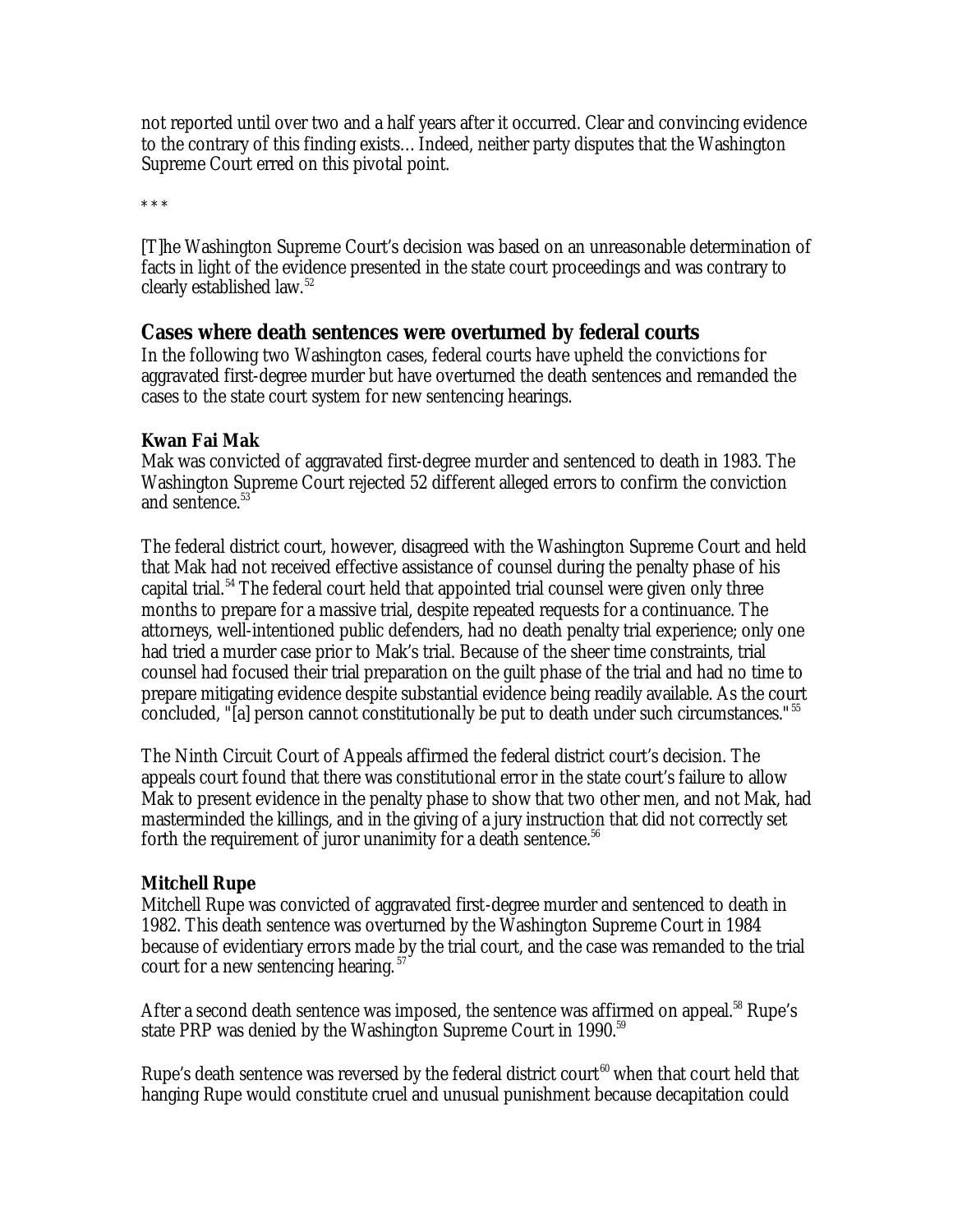not reported until over two and a half years after it occurred. Clear and convincing evidence to the contrary of this finding exists… Indeed, neither party disputes that the Washington Supreme Court erred on this pivotal point.

* * *

[T]he Washington Supreme Court's decision was based on an unreasonable determination of facts in light of the evidence presented in the state court proceedings and was contrary to clearly established law.[52]

## Cases where death sentences were overturned by federal courts

In the following two Washington cases, federal courts have upheld the convictions for aggravated first-degree murder but have overturned the death sentences and remanded the cases to the state court system for new sentencing hearings.

### Kwan Fai Mak

Mak was convicted of aggravated first-degree murder and sentenced to death in 1983. The Washington Supreme Court rejected 52 different alleged errors to confirm the conviction and sentence.[53]

The federal district court, however, disagreed with the Washington Supreme Court and held that Mak had not received effective assistance of counsel during the penalty phase of his capital trial.[54] The federal court held that appointed trial counsel were given only three months to prepare for a massive trial, despite repeated requests for a continuance. The attorneys, well-intentioned public defenders, had no death penalty trial experience; only one had tried a murder case prior to Mak's trial. Because of the sheer time constraints, trial counsel had focused their trial preparation on the guilt phase of the trial and had no time to prepare mitigating evidence despite substantial evidence being readily available. As the court concluded, "[a] person cannot constitutionally be put to death under such circumstances."[55]

The Ninth Circuit Court of Appeals affirmed the federal district court's decision. The appeals court found that there was constitutional error in the state court's failure to allow Mak to present evidence in the penalty phase to show that two other men, and not Mak, had masterminded the killings, and in the giving of a jury instruction that did not correctly set forth the requirement of juror unanimity for a death sentence.[56]

### Mitchell Rupe

Mitchell Rupe was convicted of aggravated first-degree murder and sentenced to death in 1982. This death sentence was overturned by the Washington Supreme Court in 1984 because of evidentiary errors made by the trial court, and the case was remanded to the trial court for a new sentencing hearing.[57]

After a second death sentence was imposed, the sentence was affirmed on appeal.[58] Rupe's state PRP was denied by the Washington Supreme Court in 1990.[59]

Rupe's death sentence was reversed by the federal district court[60] when that court held that hanging Rupe would constitute cruel and unusual punishment because decapitation could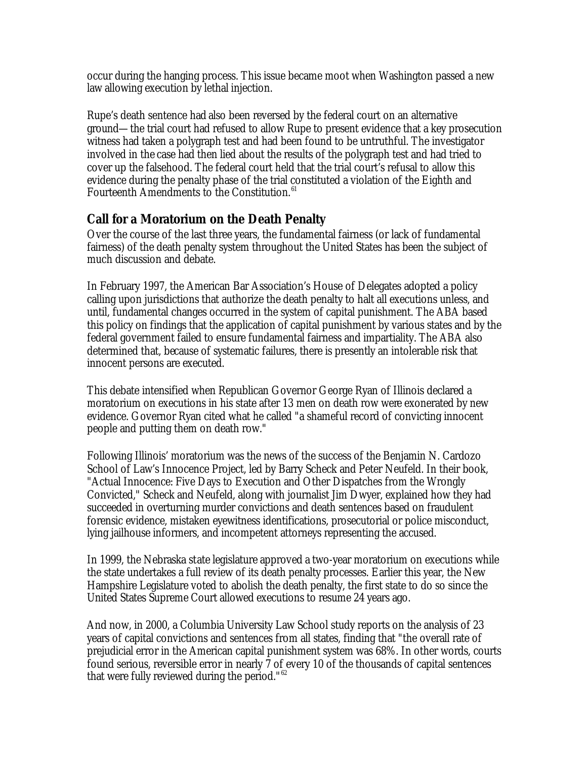occur during the hanging process. This issue became moot when Washington passed a new law allowing execution by lethal injection.

Rupe's death sentence had also been reversed by the federal court on an alternative ground—the trial court had refused to allow Rupe to present evidence that a key prosecution witness had taken a polygraph test and had been found to be untruthful. The investigator involved in the case had then lied about the results of the polygraph test and had tried to cover up the falsehood. The federal court held that the trial court's refusal to allow this evidence during the penalty phase of the trial constituted a violation of the Eighth and Fourteenth Amendments to the Constitution.[61]

## Call for a Moratorium on the Death Penalty

Over the course of the last three years, the fundamental fairness (or lack of fundamental fairness) of the death penalty system throughout the United States has been the subject of much discussion and debate.

In February 1997, the American Bar Association's House of Delegates adopted a policy calling upon jurisdictions that authorize the death penalty to halt all executions unless, and until, fundamental changes occurred in the system of capital punishment. The ABA based this policy on findings that the application of capital punishment by various states and by the federal government failed to ensure fundamental fairness and impartiality. The ABA also determined that, because of systematic failures, there is presently an intolerable risk that innocent persons are executed.

This debate intensified when Republican Governor George Ryan of Illinois declared a moratorium on executions in his state after 13 men on death row were exonerated by new evidence. Governor Ryan cited what he called "a shameful record of convicting innocent people and putting them on death row."

Following Illinois' moratorium was the news of the success of the Benjamin N. Cardozo School of Law's Innocence Project, led by Barry Scheck and Peter Neufeld. In their book, "Actual Innocence: Five Days to Execution and Other Dispatches from the Wrongly Convicted," Scheck and Neufeld, along with journalist Jim Dwyer, explained how they had succeeded in overturning murder convictions and death sentences based on fraudulent forensic evidence, mistaken eyewitness identifications, prosecutorial or police misconduct, lying jailhouse informers, and incompetent attorneys representing the accused.

In 1999, the Nebraska state legislature approved a two-year moratorium on executions while the state undertakes a full review of its death penalty processes. Earlier this year, the New Hampshire Legislature voted to abolish the death penalty, the first state to do so since the United States Supreme Court allowed executions to resume 24 years ago.

And now, in 2000, a Columbia University Law School study reports on the analysis of 23 years of capital convictions and sentences from all states, finding that "the overall rate of prejudicial error in the American capital punishment system was 68%. In other words, courts found serious, reversible error in nearly 7 of every 10 of the thousands of capital sentences that were fully reviewed during the period."[62]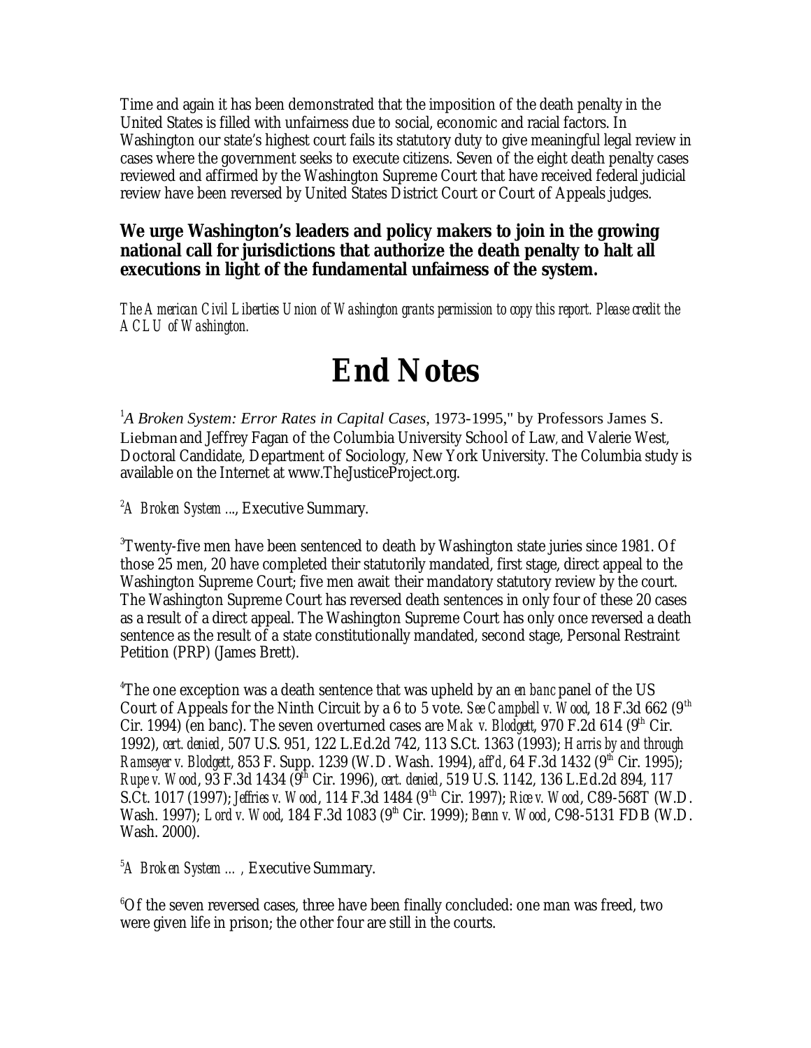Time and again it has been demonstrated that the imposition of the death penalty in the United States is filled with unfairness due to social, economic and racial factors. In Washington our state's highest court fails its statutory duty to give meaningful legal review in cases where the government seeks to execute citizens. Seven of the eight death penalty cases reviewed and affirmed by the Washington Supreme Court that have received federal judicial review have been reversed by United States District Court or Court of Appeals judges.

**We urge Washington's leaders and policy makers to join in the growing national call for jurisdictions that authorize the death penalty to halt all executions in light of the fundamental unfairness of the system.**

*The American Civil Liberties Union of Washington grants permission to copy this report. Please credit the ACLU of Washington.*

# End Notes

[1]*A Broken System: Error Rates in Capital Cases*, 1973-1995," by Professors James S. Liebman and Jeffrey Fagan of the Columbia University School of Law, and Valerie West, Doctoral Candidate, Department of Sociology, New York University. The Columbia study is available on the Internet at www.TheJusticeProject.org.

[2]*A Broken System ...*, Executive Summary.

[3]Twenty-five men have been sentenced to death by Washington state juries since 1981. Of those 25 men, 20 have completed their statutorily mandated, first stage, direct appeal to the Washington Supreme Court; five men await their mandatory statutory review by the court. The Washington Supreme Court has reversed death sentences in only four of these 20 cases as a result of a direct appeal. The Washington Supreme Court has only once reversed a death sentence as the result of a state constitutionally mandated, second stage, Personal Restraint Petition (PRP) (James Brett).

[4]The one exception was a death sentence that was upheld by an *en banc* panel of the US Court of Appeals for the Ninth Circuit by a 6 to 5 vote. *See Campbell v. Wood*, 18 F.3d 662 (9th Cir. 1994) (en banc). The seven overturned cases are *Mak v. Blodgett*, 970 F.2d 614 (9th Cir. 1992), *cert. denied*, 507 U.S. 951, 122 L.Ed.2d 742, 113 S.Ct. 1363 (1993); *Harris by and through Ramseyer v. Blodgett*, 853 F. Supp. 1239 (W.D. Wash. 1994), *aff'd*, 64 F.3d 1432 (9th Cir. 1995); *Rupe v. Wood*, 93 F.3d 1434 (9th Cir. 1996), *cert. denied*, 519 U.S. 1142, 136 L.Ed.2d 894, 117 S.Ct. 1017 (1997); *Jeffries v. Wood*, 114 F.3d 1484 (9th Cir. 1997); *Rice v. Wood*, C89-568T (W.D. Wash. 1997); *Lord v. Wood*, 184 F.3d 1083 (9th Cir. 1999); *Benn v. Wood*, C98-5131 FDB (W.D. Wash. 2000).

[5]*A Broken System ...*, Executive Summary.

[6]Of the seven reversed cases, three have been finally concluded: one man was freed, two were given life in prison; the other four are still in the courts.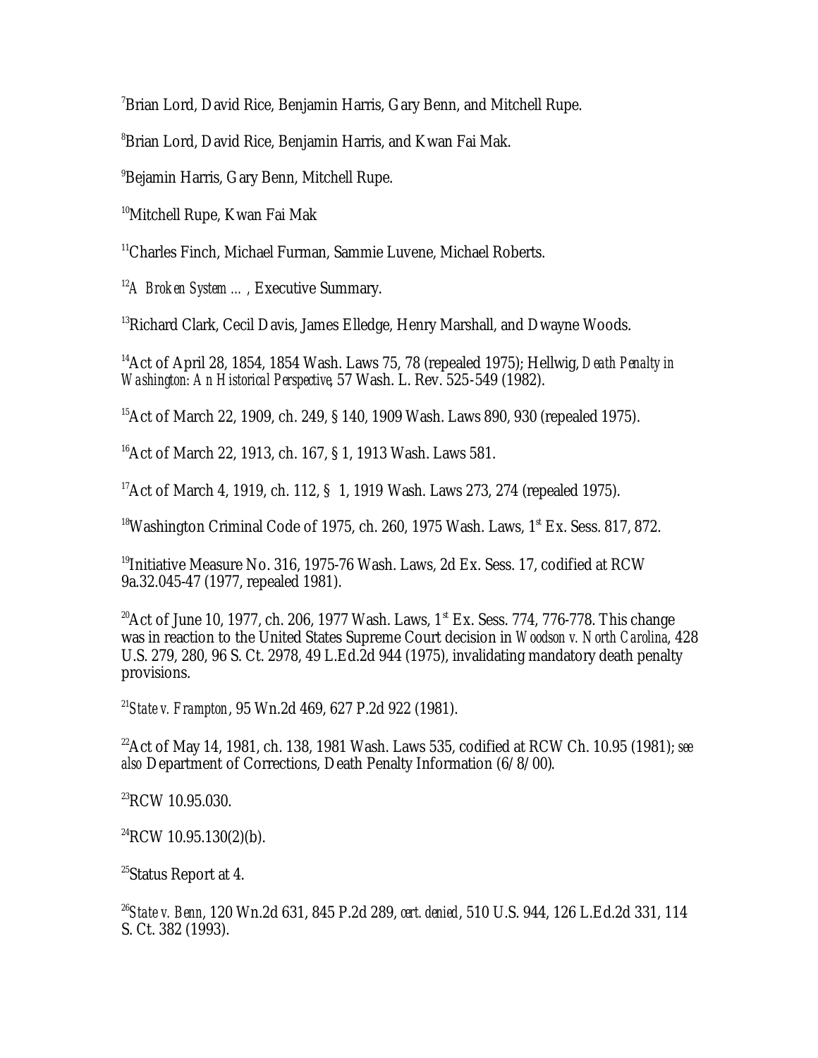[7]Brian Lord, David Rice, Benjamin Harris, Gary Benn, and Mitchell Rupe.

[8]Brian Lord, David Rice, Benjamin Harris, and Kwan Fai Mak.

[9]Bejamin Harris, Gary Benn, Mitchell Rupe.

[10]Mitchell Rupe, Kwan Fai Mak

[11]Charles Finch, Michael Furman, Sammie Luvene, Michael Roberts.

[12]*A Broken System …,* Executive Summary.

[13]Richard Clark, Cecil Davis, James Elledge, Henry Marshall, and Dwayne Woods.

[14]Act of April 28, 1854, 1854 Wash. Laws 75, 78 (repealed 1975); Hellwig, *Death Penalty in Washington: An Historical Perspective*, 57 Wash. L. Rev. 525-549 (1982).

[15]Act of March 22, 1909, ch. 249, § 140, 1909 Wash. Laws 890, 930 (repealed 1975).

[16]Act of March 22, 1913, ch. 167, § 1, 1913 Wash. Laws 581.

[17]Act of March 4, 1919, ch. 112, § 1, 1919 Wash. Laws 273, 274 (repealed 1975).

[18]Washington Criminal Code of 1975, ch. 260, 1975 Wash. Laws, 1st Ex. Sess. 817, 872.

[19]Initiative Measure No. 316, 1975-76 Wash. Laws, 2d Ex. Sess. 17, codified at RCW 9a.32.045-47 (1977, repealed 1981).

[20]Act of June 10, 1977, ch. 206, 1977 Wash. Laws, 1st Ex. Sess. 774, 776-778. This change was in reaction to the United States Supreme Court decision in *Woodson v. North Carolina*, 428 U.S. 279, 280, 96 S. Ct. 2978, 49 L.Ed.2d 944 (1975), invalidating mandatory death penalty provisions.

[21]*State v. Frampton*, 95 Wn.2d 469, 627 P.2d 922 (1981).

[22]Act of May 14, 1981, ch. 138, 1981 Wash. Laws 535, codified at RCW Ch. 10.95 (1981); *see also* Department of Corrections, Death Penalty Information (6/8/00).

[23]RCW 10.95.030.

[24]RCW 10.95.130(2)(b).

[25]Status Report at 4.

[26]*State v. Benn*, 120 Wn.2d 631, 845 P.2d 289, *cert. denied*, 510 U.S. 944, 126 L.Ed.2d 331, 114 S. Ct. 382 (1993).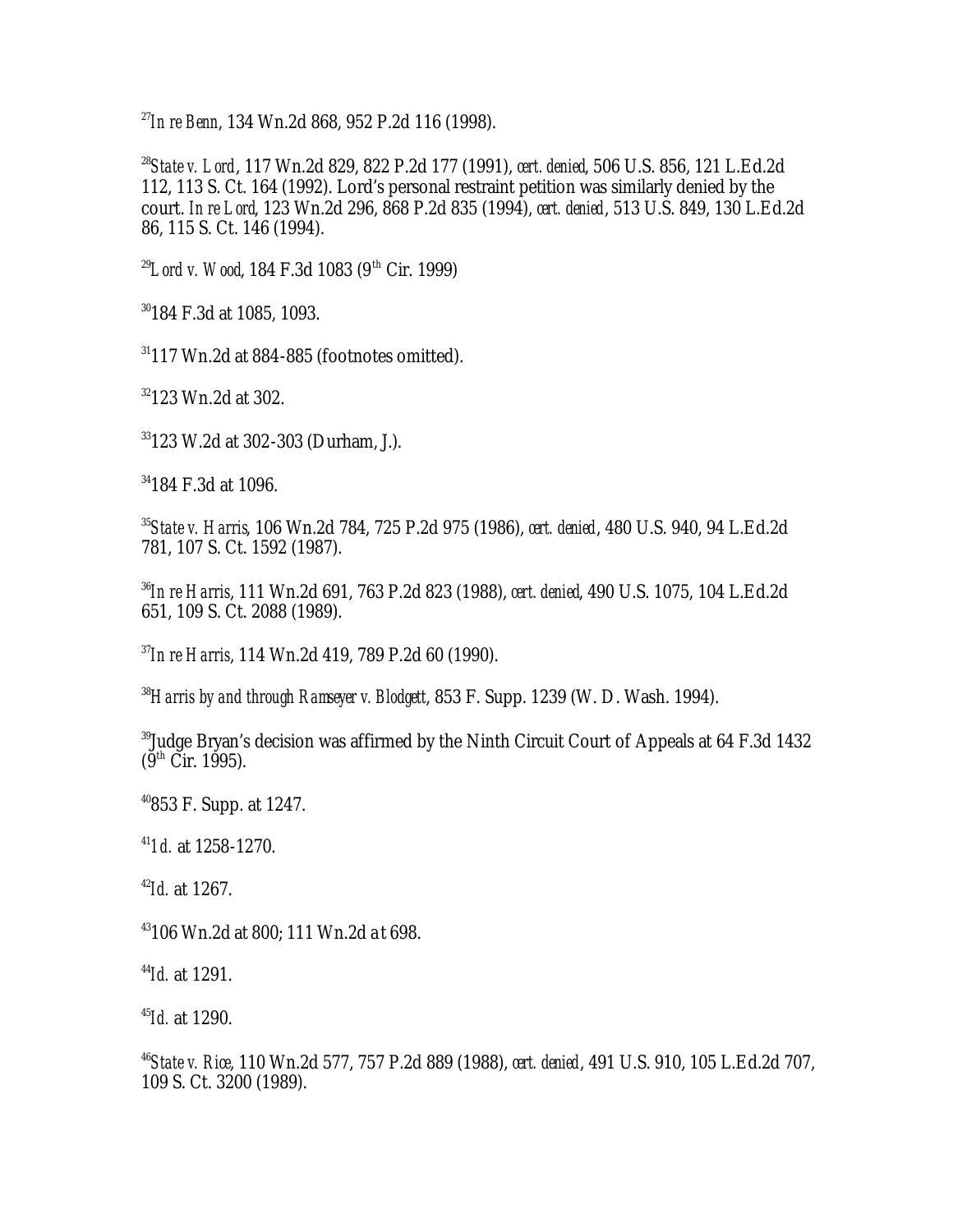[27]*In re Benn*, 134 Wn.2d 868, 952 P.2d 116 (1998).

[28]*State v. Lord*, 117 Wn.2d 829, 822 P.2d 177 (1991), *cert. denied*, 506 U.S. 856, 121 L.Ed.2d 112, 113 S. Ct. 164 (1992). Lord's personal restraint petition was similarly denied by the court. *In re Lord*, 123 Wn.2d 296, 868 P.2d 835 (1994), *cert. denied*, 513 U.S. 849, 130 L.Ed.2d 86, 115 S. Ct. 146 (1994).

[29]*Lord v. Wood*, 184 F.3d 1083 (9th Cir. 1999)

[30]184 F.3d at 1085, 1093.

[31]117 Wn.2d at 884-885 (footnotes omitted).

[32]123 Wn.2d at 302.

[33]123 W.2d at 302-303 (Durham, J.).

[34]184 F.3d at 1096.

[35]*State v. Harris*, 106 Wn.2d 784, 725 P.2d 975 (1986), *cert. denied*, 480 U.S. 940, 94 L.Ed.2d 781, 107 S. Ct. 1592 (1987).

[36]*In re Harris*, 111 Wn.2d 691, 763 P.2d 823 (1988), *cert. denied*, 490 U.S. 1075, 104 L.Ed.2d 651, 109 S. Ct. 2088 (1989).

[37]*In re Harris*, 114 Wn.2d 419, 789 P.2d 60 (1990).

[38]*Harris by and through Ramseyer v. Blodgett*, 853 F. Supp. 1239 (W. D. Wash. 1994).

[39]Judge Bryan's decision was affirmed by the Ninth Circuit Court of Appeals at 64 F.3d 1432 (9th Cir. 1995).

[40]853 F. Supp. at 1247.

[41]*Id.* at 1258-1270.

[42]*Id.* at 1267.

[43]106 Wn.2d at 800; 111 Wn.2d at 698.

[44]*Id.* at 1291.

[45]*Id.* at 1290.

[46]*State v. Rice*, 110 Wn.2d 577, 757 P.2d 889 (1988), *cert. denied*, 491 U.S. 910, 105 L.Ed.2d 707, 109 S. Ct. 3200 (1989).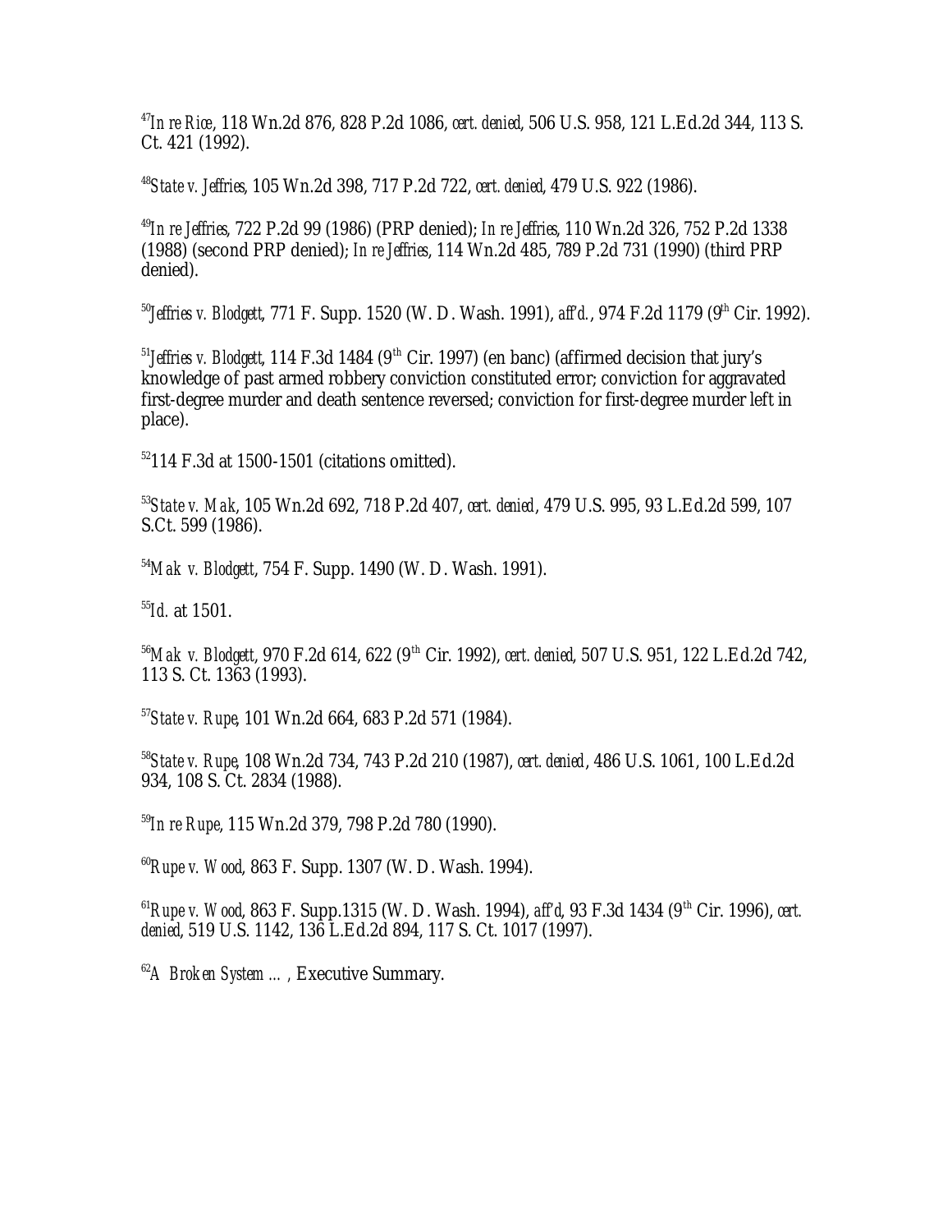[47]*In re Rice*, 118 Wn.2d 876, 828 P.2d 1086, *cert. denied*, 506 U.S. 958, 121 L.Ed.2d 344, 113 S. Ct. 421 (1992).

[48]*State v. Jeffries*, 105 Wn.2d 398, 717 P.2d 722, *cert. denied*, 479 U.S. 922 (1986).

[49]*In re Jeffries*, 722 P.2d 99 (1986) (PRP denied); *In re Jeffries*, 110 Wn.2d 326, 752 P.2d 1338 (1988) (second PRP denied); *In re Jeffries*, 114 Wn.2d 485, 789 P.2d 731 (1990) (third PRP denied).

[50]*Jeffries v. Blodgett*, 771 F. Supp. 1520 (W. D. Wash. 1991), *aff'd.*, 974 F.2d 1179 (9th Cir. 1992).

[51]*Jeffries v. Blodgett*, 114 F.3d 1484 (9th Cir. 1997) (en banc) (affirmed decision that jury's knowledge of past armed robbery conviction constituted error; conviction for aggravated first-degree murder and death sentence reversed; conviction for first-degree murder left in place).

[52]114 F.3d at 1500-1501 (citations omitted).

[53]*State v. Mak*, 105 Wn.2d 692, 718 P.2d 407, *cert. denied*, 479 U.S. 995, 93 L.Ed.2d 599, 107 S.Ct. 599 (1986).

[54]*Mak v. Blodgett*, 754 F. Supp. 1490 (W. D. Wash. 1991).

[55]*Id.* at 1501.

[56]*Mak v. Blodgett*, 970 F.2d 614, 622 (9th Cir. 1992), *cert. denied*, 507 U.S. 951, 122 L.Ed.2d 742, 113 S. Ct. 1363 (1993).

[57]*State v. Rupe*, 101 Wn.2d 664, 683 P.2d 571 (1984).

[58]*State v. Rupe*, 108 Wn.2d 734, 743 P.2d 210 (1987), *cert. denied*, 486 U.S. 1061, 100 L.Ed.2d 934, 108 S. Ct. 2834 (1988).

[59]*In re Rupe*, 115 Wn.2d 379, 798 P.2d 780 (1990).

[60]*Rupe v. Wood*, 863 F. Supp. 1307 (W. D. Wash. 1994).

[61]*Rupe v. Wood*, 863 F. Supp.1315 (W. D. Wash. 1994), *aff'd*, 93 F.3d 1434 (9th Cir. 1996), *cert. denied*, 519 U.S. 1142, 136 L.Ed.2d 894, 117 S. Ct. 1017 (1997).

[62]*A Broken System ...*, Executive Summary.